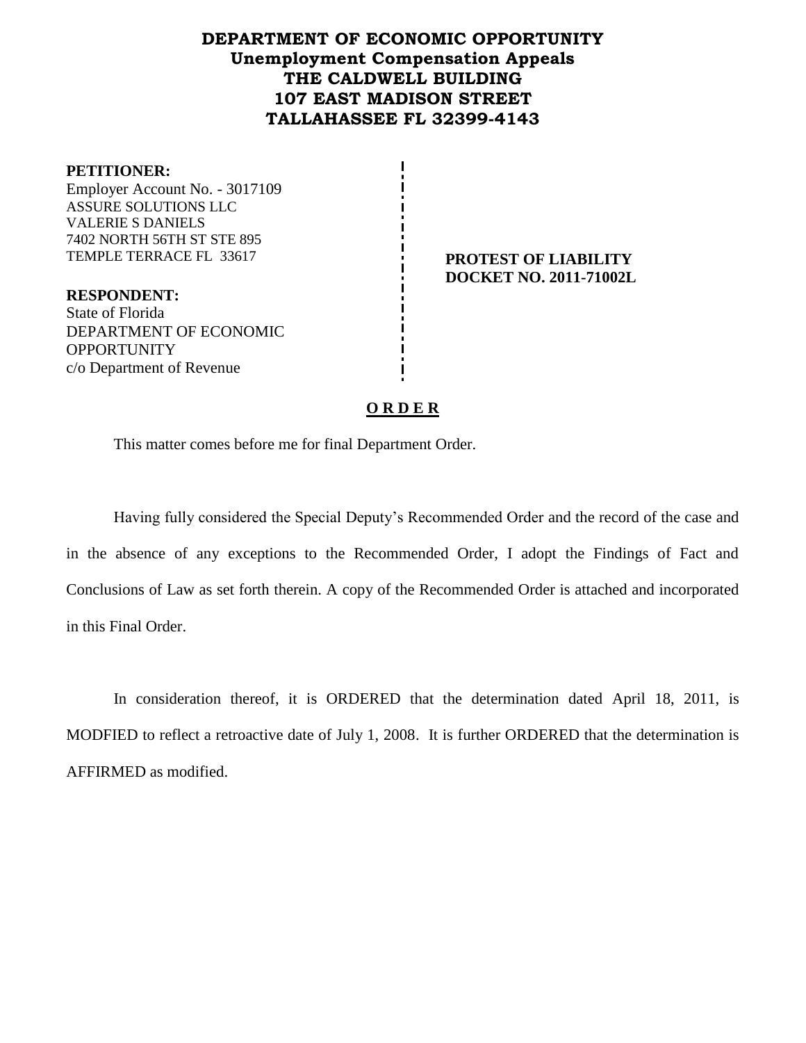# DEPARTMENT OF ECONOMIC OPPORTUNITY
## Unemployment Compensation Appeals
## THE CALDWELL BUILDING
## 107 EAST MADISON STREET
## TALLAHASSEE FL 32399-4143

**PETITIONER:**
Employer Account No. - 3017109
ASSURE SOLUTIONS LLC
VALERIE S DANIELS
7402 NORTH 56TH ST STE 895
TEMPLE TERRACE FL 33617

**RESPONDENT:**
State of Florida
DEPARTMENT OF ECONOMIC OPPORTUNITY
c/o Department of Revenue

**PROTEST OF LIABILITY**
**DOCKET NO. 2011-71002L**

**O R D E R**

This matter comes before me for final Department Order.

Having fully considered the Special Deputy's Recommended Order and the record of the case and in the absence of any exceptions to the Recommended Order, I adopt the Findings of Fact and Conclusions of Law as set forth therein. A copy of the Recommended Order is attached and incorporated in this Final Order.

In consideration thereof, it is ORDERED that the determination dated April 18, 2011, is MODFIED to reflect a retroactive date of July 1, 2008. It is further ORDERED that the determination is AFFIRMED as modified.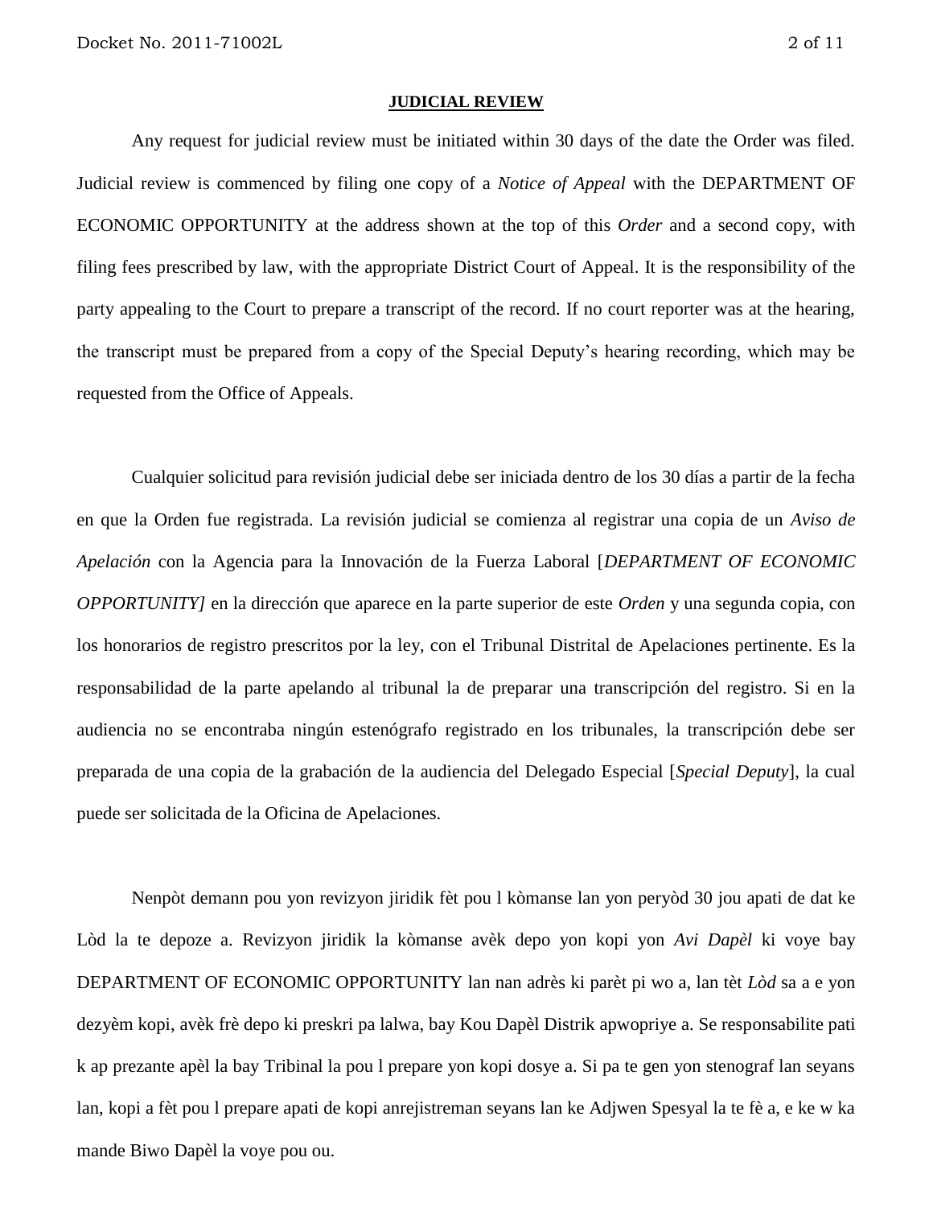**JUDICIAL REVIEW**

Any request for judicial review must be initiated within 30 days of the date the Order was filed. Judicial review is commenced by filing one copy of a *Notice of Appeal* with the DEPARTMENT OF ECONOMIC OPPORTUNITY at the address shown at the top of this *Order* and a second copy, with filing fees prescribed by law, with the appropriate District Court of Appeal. It is the responsibility of the party appealing to the Court to prepare a transcript of the record. If no court reporter was at the hearing, the transcript must be prepared from a copy of the Special Deputy's hearing recording, which may be requested from the Office of Appeals.

Cualquier solicitud para revisión judicial debe ser iniciada dentro de los 30 días a partir de la fecha en que la Orden fue registrada. La revisión judicial se comienza al registrar una copia de un *Aviso de Apelación* con la Agencia para la Innovación de la Fuerza Laboral [*DEPARTMENT OF ECONOMIC OPPORTUNITY]* en la dirección que aparece en la parte superior de este *Orden* y una segunda copia, con los honorarios de registro prescritos por la ley, con el Tribunal Distrital de Apelaciones pertinente. Es la responsabilidad de la parte apelando al tribunal la de preparar una transcripción del registro. Si en la audiencia no se encontraba ningún estenógrafo registrado en los tribunales, la transcripción debe ser preparada de una copia de la grabación de la audiencia del Delegado Especial [*Special Deputy*], la cual puede ser solicitada de la Oficina de Apelaciones.

Nenpòt demann pou yon revizyon jiridik fèt pou l kòmanse lan yon peryòd 30 jou apati de dat ke Lòd la te depoze a. Revizyon jiridik la kòmanse avèk depo yon kopi yon *Avi Dapèl* ki voye bay DEPARTMENT OF ECONOMIC OPPORTUNITY lan nan adrès ki parèt pi wo a, lan tèt *Lòd* sa a e yon dezyèm kopi, avèk frè depo ki preskri pa lalwa, bay Kou Dapèl Distrik apwopriye a. Se responsabilite pati k ap prezante apèl la bay Tribinal la pou l prepare yon kopi dosye a. Si pa te gen yon stenograf lan seyans lan, kopi a fèt pou l prepare apati de kopi anrejistreman seyans lan ke Adjwen Spesyal la te fè a, e ke w ka mande Biwo Dapèl la voye pou ou.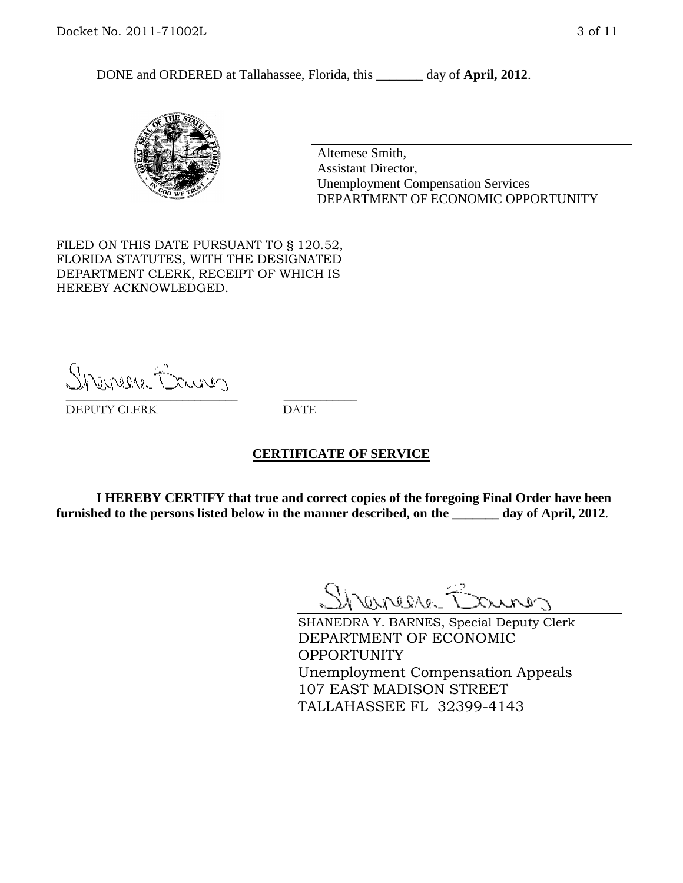DONE and ORDERED at Tallahassee, Florida, this _______ day of **April, 2012**.

Altemese Smith,
Assistant Director,
Unemployment Compensation Services
DEPARTMENT OF ECONOMIC OPPORTUNITY

FILED ON THIS DATE PURSUANT TO § 120.52, FLORIDA STATUTES, WITH THE DESIGNATED DEPARTMENT CLERK, RECEIPT OF WHICH IS HEREBY ACKNOWLEDGED.

___________________________ ___________
DEPUTY CLERK DATE

**CERTIFICATE OF SERVICE**

**I HEREBY CERTIFY that true and correct copies of the foregoing Final Order have been furnished to the persons listed below in the manner described, on the _______ day of April, 2012**.

SHANEDRA Y. BARNES, Special Deputy Clerk
DEPARTMENT OF ECONOMIC OPPORTUNITY
Unemployment Compensation Appeals
107 EAST MADISON STREET
TALLAHASSEE FL 32399-4143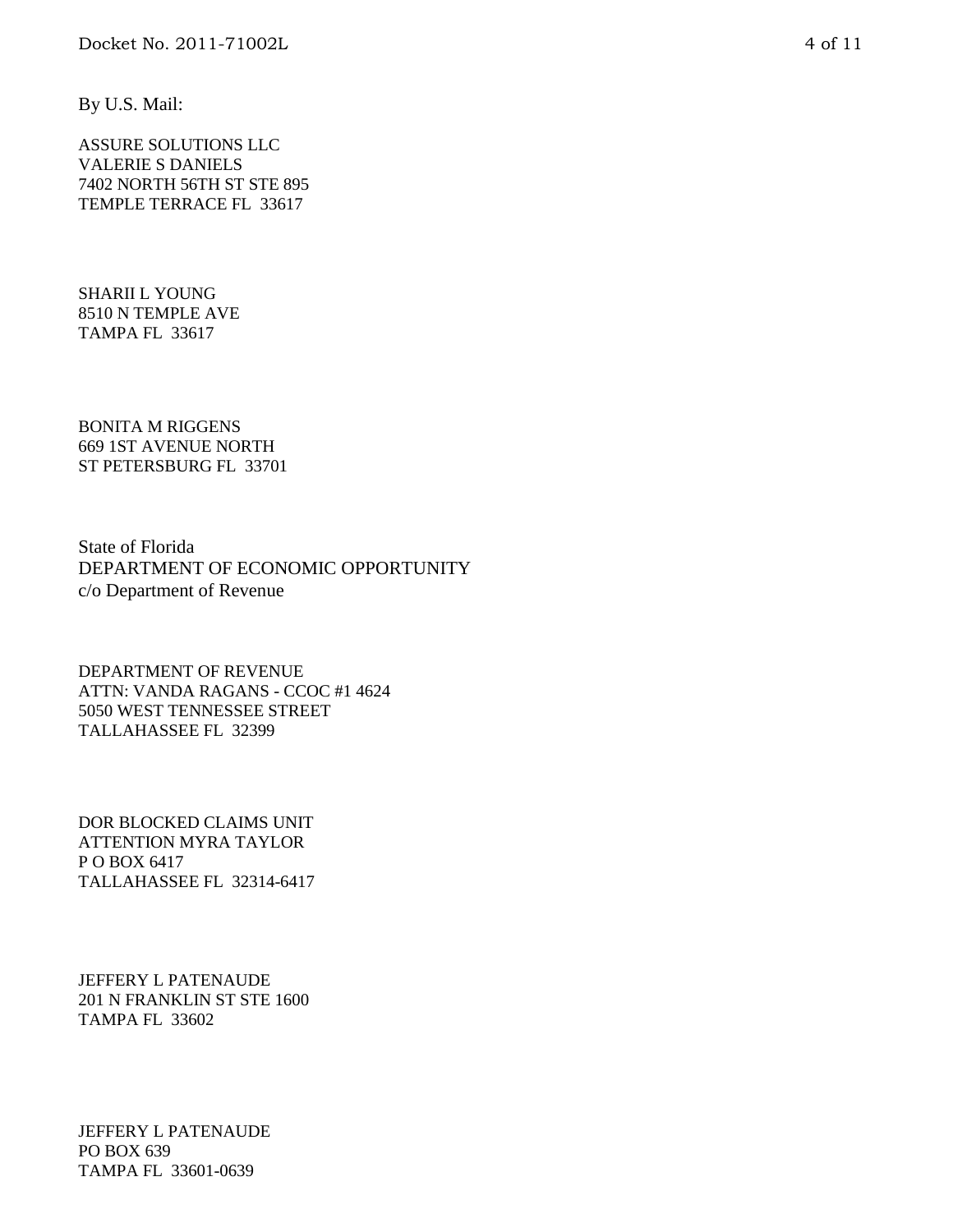By U.S. Mail:

ASSURE SOLUTIONS LLC  
VALERIE S DANIELS  
7402 NORTH 56TH ST STE 895  
TEMPLE TERRACE FL 33617

SHARII L YOUNG  
8510 N TEMPLE AVE  
TAMPA FL 33617

BONITA M RIGGENS  
669 1ST AVENUE NORTH  
ST PETERSBURG FL 33701

State of Florida  
DEPARTMENT OF ECONOMIC OPPORTUNITY  
c/o Department of Revenue

DEPARTMENT OF REVENUE  
ATTN: VANDA RAGANS - CCOC #1 4624  
5050 WEST TENNESSEE STREET  
TALLAHASSEE FL 32399

DOR BLOCKED CLAIMS UNIT  
ATTENTION MYRA TAYLOR  
P O BOX 6417  
TALLAHASSEE FL 32314-6417

JEFFERY L PATENAUDE  
201 N FRANKLIN ST STE 1600  
TAMPA FL 33602

JEFFERY L PATENAUDE  
PO BOX 639  
TAMPA FL 33601-0639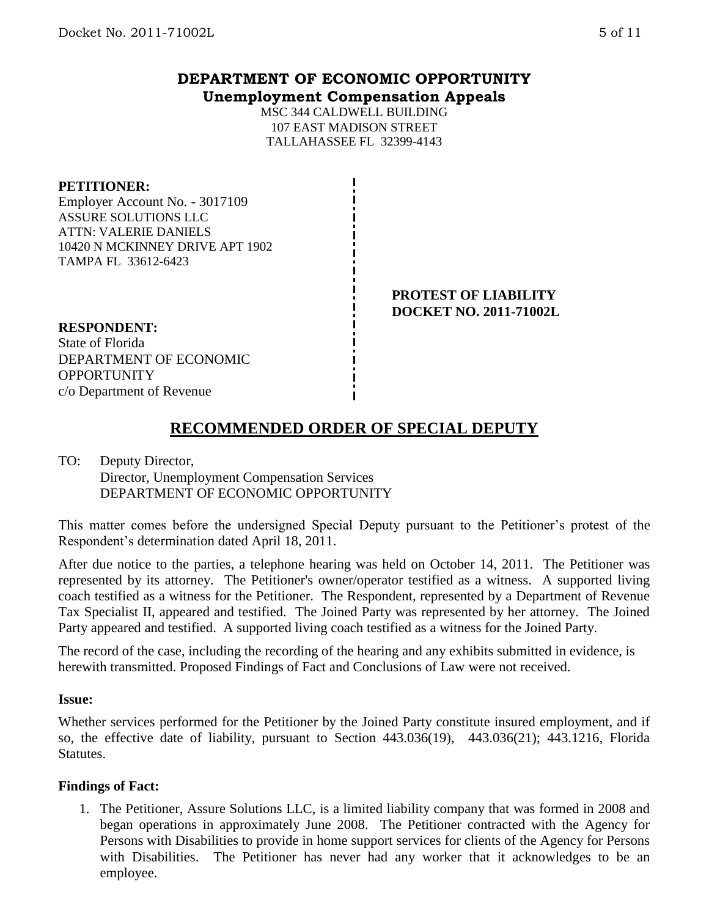**DEPARTMENT OF ECONOMIC OPPORTUNITY**
**Unemployment Compensation Appeals**

MSC 344 CALDWELL BUILDING
107 EAST MADISON STREET
TALLAHASSEE FL 32399-4143

**PETITIONER:**
Employer Account No. - 3017109
ASSURE SOLUTIONS LLC
ATTN: VALERIE DANIELS
10420 N MCKINNEY DRIVE APT 1902
TAMPA FL 33612-6423

**PROTEST OF LIABILITY**
**DOCKET NO. 2011-71002L**

**RESPONDENT:**
State of Florida
DEPARTMENT OF ECONOMIC OPPORTUNITY
c/o Department of Revenue

## RECOMMENDED ORDER OF SPECIAL DEPUTY

TO: Deputy Director,
Director, Unemployment Compensation Services
DEPARTMENT OF ECONOMIC OPPORTUNITY

This matter comes before the undersigned Special Deputy pursuant to the Petitioner's protest of the Respondent's determination dated April 18, 2011.

After due notice to the parties, a telephone hearing was held on October 14, 2011. The Petitioner was represented by its attorney. The Petitioner's owner/operator testified as a witness. A supported living coach testified as a witness for the Petitioner. The Respondent, represented by a Department of Revenue Tax Specialist II, appeared and testified. The Joined Party was represented by her attorney. The Joined Party appeared and testified. A supported living coach testified as a witness for the Joined Party.

The record of the case, including the recording of the hearing and any exhibits submitted in evidence, is herewith transmitted. Proposed Findings of Fact and Conclusions of Law were not received.

**Issue:**

Whether services performed for the Petitioner by the Joined Party constitute insured employment, and if so, the effective date of liability, pursuant to Section 443.036(19), 443.036(21); 443.1216, Florida Statutes.

**Findings of Fact:**

1. The Petitioner, Assure Solutions LLC, is a limited liability company that was formed in 2008 and began operations in approximately June 2008. The Petitioner contracted with the Agency for Persons with Disabilities to provide in home support services for clients of the Agency for Persons with Disabilities. The Petitioner has never had any worker that it acknowledges to be an employee.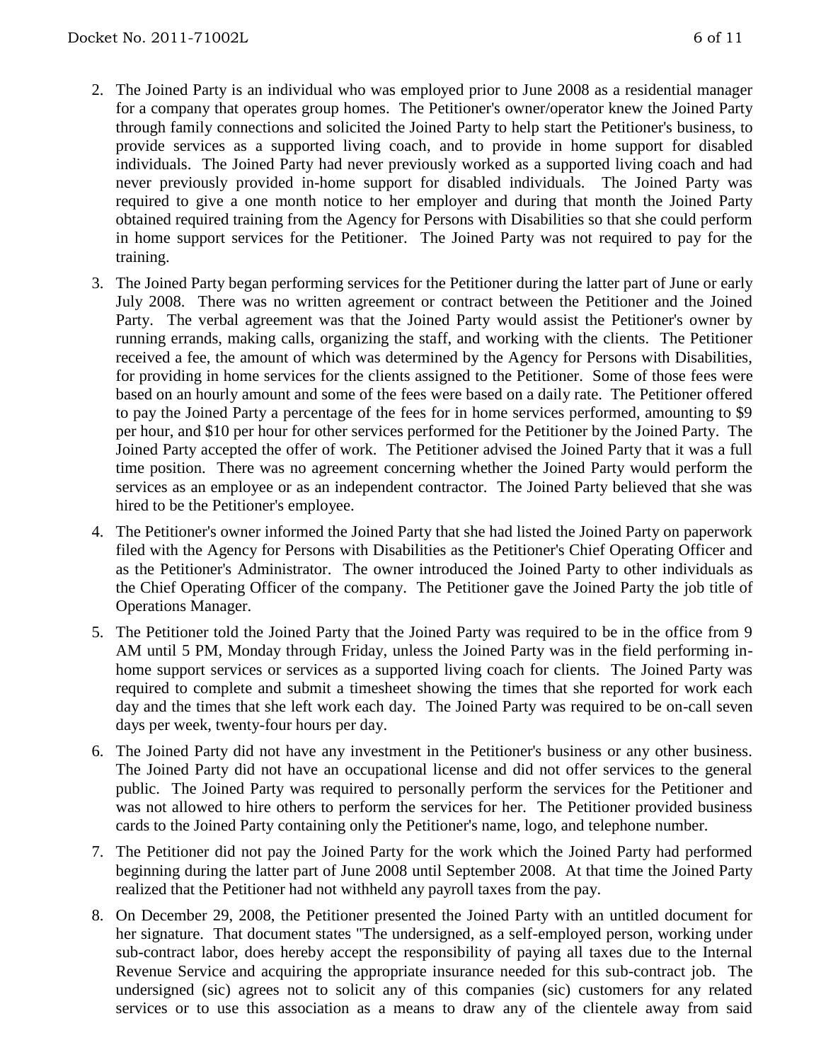2. The Joined Party is an individual who was employed prior to June 2008 as a residential manager for a company that operates group homes. The Petitioner's owner/operator knew the Joined Party through family connections and solicited the Joined Party to help start the Petitioner's business, to provide services as a supported living coach, and to provide in home support for disabled individuals. The Joined Party had never previously worked as a supported living coach and had never previously provided in-home support for disabled individuals. The Joined Party was required to give a one month notice to her employer and during that month the Joined Party obtained required training from the Agency for Persons with Disabilities so that she could perform in home support services for the Petitioner. The Joined Party was not required to pay for the training.

3. The Joined Party began performing services for the Petitioner during the latter part of June or early July 2008. There was no written agreement or contract between the Petitioner and the Joined Party. The verbal agreement was that the Joined Party would assist the Petitioner's owner by running errands, making calls, organizing the staff, and working with the clients. The Petitioner received a fee, the amount of which was determined by the Agency for Persons with Disabilities, for providing in home services for the clients assigned to the Petitioner. Some of those fees were based on an hourly amount and some of the fees were based on a daily rate. The Petitioner offered to pay the Joined Party a percentage of the fees for in home services performed, amounting to $9 per hour, and $10 per hour for other services performed for the Petitioner by the Joined Party. The Joined Party accepted the offer of work. The Petitioner advised the Joined Party that it was a full time position. There was no agreement concerning whether the Joined Party would perform the services as an employee or as an independent contractor. The Joined Party believed that she was hired to be the Petitioner's employee.

4. The Petitioner's owner informed the Joined Party that she had listed the Joined Party on paperwork filed with the Agency for Persons with Disabilities as the Petitioner's Chief Operating Officer and as the Petitioner's Administrator. The owner introduced the Joined Party to other individuals as the Chief Operating Officer of the company. The Petitioner gave the Joined Party the job title of Operations Manager.

5. The Petitioner told the Joined Party that the Joined Party was required to be in the office from 9 AM until 5 PM, Monday through Friday, unless the Joined Party was in the field performing in-home support services or services as a supported living coach for clients. The Joined Party was required to complete and submit a timesheet showing the times that she reported for work each day and the times that she left work each day. The Joined Party was required to be on-call seven days per week, twenty-four hours per day.

6. The Joined Party did not have any investment in the Petitioner's business or any other business. The Joined Party did not have an occupational license and did not offer services to the general public. The Joined Party was required to personally perform the services for the Petitioner and was not allowed to hire others to perform the services for her. The Petitioner provided business cards to the Joined Party containing only the Petitioner's name, logo, and telephone number.

7. The Petitioner did not pay the Joined Party for the work which the Joined Party had performed beginning during the latter part of June 2008 until September 2008. At that time the Joined Party realized that the Petitioner had not withheld any payroll taxes from the pay.

8. On December 29, 2008, the Petitioner presented the Joined Party with an untitled document for her signature. That document states "The undersigned, as a self-employed person, working under sub-contract labor, does hereby accept the responsibility of paying all taxes due to the Internal Revenue Service and acquiring the appropriate insurance needed for this sub-contract job. The undersigned (sic) agrees not to solicit any of this companies (sic) customers for any related services or to use this association as a means to draw any of the clientele away from said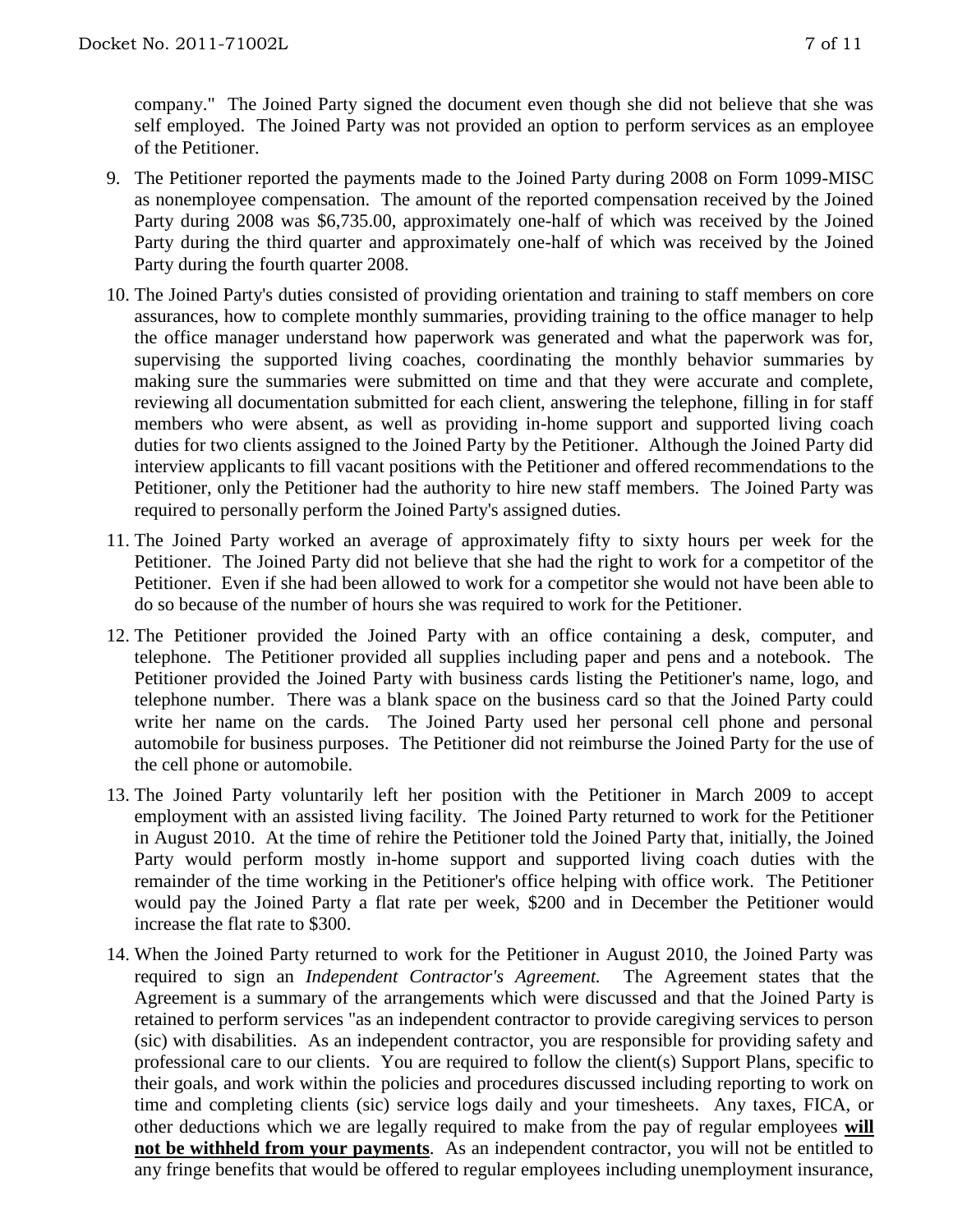company." The Joined Party signed the document even though she did not believe that she was self employed. The Joined Party was not provided an option to perform services as an employee of the Petitioner.

9. The Petitioner reported the payments made to the Joined Party during 2008 on Form 1099-MISC as nonemployee compensation. The amount of the reported compensation received by the Joined Party during 2008 was $6,735.00, approximately one-half of which was received by the Joined Party during the third quarter and approximately one-half of which was received by the Joined Party during the fourth quarter 2008.

10. The Joined Party's duties consisted of providing orientation and training to staff members on core assurances, how to complete monthly summaries, providing training to the office manager to help the office manager understand how paperwork was generated and what the paperwork was for, supervising the supported living coaches, coordinating the monthly behavior summaries by making sure the summaries were submitted on time and that they were accurate and complete, reviewing all documentation submitted for each client, answering the telephone, filling in for staff members who were absent, as well as providing in-home support and supported living coach duties for two clients assigned to the Joined Party by the Petitioner. Although the Joined Party did interview applicants to fill vacant positions with the Petitioner and offered recommendations to the Petitioner, only the Petitioner had the authority to hire new staff members. The Joined Party was required to personally perform the Joined Party's assigned duties.

11. The Joined Party worked an average of approximately fifty to sixty hours per week for the Petitioner. The Joined Party did not believe that she had the right to work for a competitor of the Petitioner. Even if she had been allowed to work for a competitor she would not have been able to do so because of the number of hours she was required to work for the Petitioner.

12. The Petitioner provided the Joined Party with an office containing a desk, computer, and telephone. The Petitioner provided all supplies including paper and pens and a notebook. The Petitioner provided the Joined Party with business cards listing the Petitioner's name, logo, and telephone number. There was a blank space on the business card so that the Joined Party could write her name on the cards. The Joined Party used her personal cell phone and personal automobile for business purposes. The Petitioner did not reimburse the Joined Party for the use of the cell phone or automobile.

13. The Joined Party voluntarily left her position with the Petitioner in March 2009 to accept employment with an assisted living facility. The Joined Party returned to work for the Petitioner in August 2010. At the time of rehire the Petitioner told the Joined Party that, initially, the Joined Party would perform mostly in-home support and supported living coach duties with the remainder of the time working in the Petitioner's office helping with office work. The Petitioner would pay the Joined Party a flat rate per week, $200 and in December the Petitioner would increase the flat rate to $300.

14. When the Joined Party returned to work for the Petitioner in August 2010, the Joined Party was required to sign an *Independent Contractor's Agreement.* The Agreement states that the Agreement is a summary of the arrangements which were discussed and that the Joined Party is retained to perform services "as an independent contractor to provide caregiving services to person (sic) with disabilities. As an independent contractor, you are responsible for providing safety and professional care to our clients. You are required to follow the client(s) Support Plans, specific to their goals, and work within the policies and procedures discussed including reporting to work on time and completing clients (sic) service logs daily and your timesheets. Any taxes, FICA, or other deductions which we are legally required to make from the pay of regular employees **will not be withheld from your payments**. As an independent contractor, you will not be entitled to any fringe benefits that would be offered to regular employees including unemployment insurance,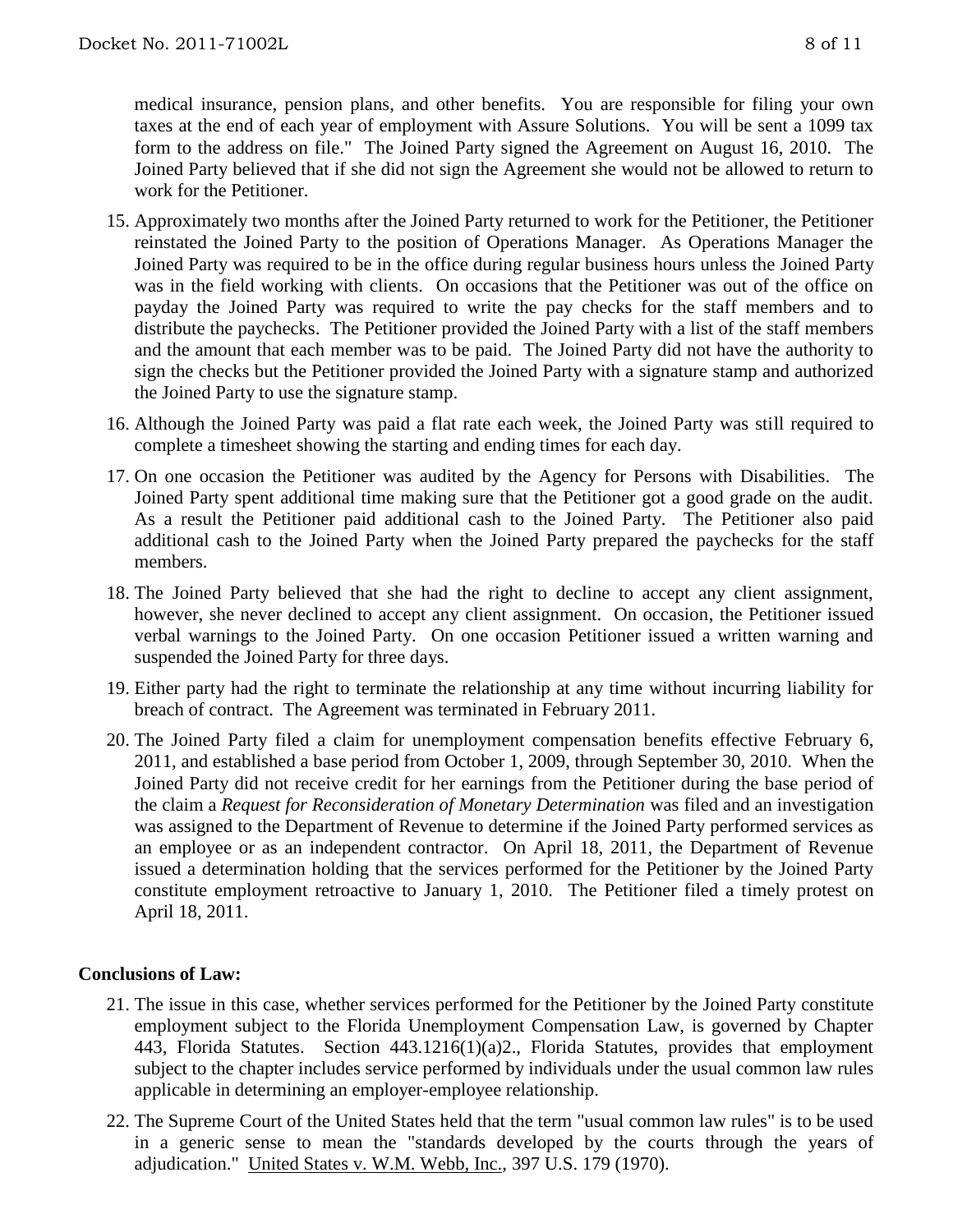medical insurance, pension plans, and other benefits. You are responsible for filing your own taxes at the end of each year of employment with Assure Solutions. You will be sent a 1099 tax form to the address on file." The Joined Party signed the Agreement on August 16, 2010. The Joined Party believed that if she did not sign the Agreement she would not be allowed to return to work for the Petitioner.

15. Approximately two months after the Joined Party returned to work for the Petitioner, the Petitioner reinstated the Joined Party to the position of Operations Manager. As Operations Manager the Joined Party was required to be in the office during regular business hours unless the Joined Party was in the field working with clients. On occasions that the Petitioner was out of the office on payday the Joined Party was required to write the pay checks for the staff members and to distribute the paychecks. The Petitioner provided the Joined Party with a list of the staff members and the amount that each member was to be paid. The Joined Party did not have the authority to sign the checks but the Petitioner provided the Joined Party with a signature stamp and authorized the Joined Party to use the signature stamp.
16. Although the Joined Party was paid a flat rate each week, the Joined Party was still required to complete a timesheet showing the starting and ending times for each day.
17. On one occasion the Petitioner was audited by the Agency for Persons with Disabilities. The Joined Party spent additional time making sure that the Petitioner got a good grade on the audit. As a result the Petitioner paid additional cash to the Joined Party. The Petitioner also paid additional cash to the Joined Party when the Joined Party prepared the paychecks for the staff members.
18. The Joined Party believed that she had the right to decline to accept any client assignment, however, she never declined to accept any client assignment. On occasion, the Petitioner issued verbal warnings to the Joined Party. On one occasion Petitioner issued a written warning and suspended the Joined Party for three days.
19. Either party had the right to terminate the relationship at any time without incurring liability for breach of contract. The Agreement was terminated in February 2011.
20. The Joined Party filed a claim for unemployment compensation benefits effective February 6, 2011, and established a base period from October 1, 2009, through September 30, 2010. When the Joined Party did not receive credit for her earnings from the Petitioner during the base period of the claim a *Request for Reconsideration of Monetary Determination* was filed and an investigation was assigned to the Department of Revenue to determine if the Joined Party performed services as an employee or as an independent contractor. On April 18, 2011, the Department of Revenue issued a determination holding that the services performed for the Petitioner by the Joined Party constitute employment retroactive to January 1, 2010. The Petitioner filed a timely protest on April 18, 2011.

## Conclusions of Law:

21. The issue in this case, whether services performed for the Petitioner by the Joined Party constitute employment subject to the Florida Unemployment Compensation Law, is governed by Chapter 443, Florida Statutes. Section 443.1216(1)(a)2., Florida Statutes, provides that employment subject to the chapter includes service performed by individuals under the usual common law rules applicable in determining an employer-employee relationship.
22. The Supreme Court of the United States held that the term "usual common law rules" is to be used in a generic sense to mean the "standards developed by the courts through the years of adjudication." United States v. W.M. Webb, Inc., 397 U.S. 179 (1970).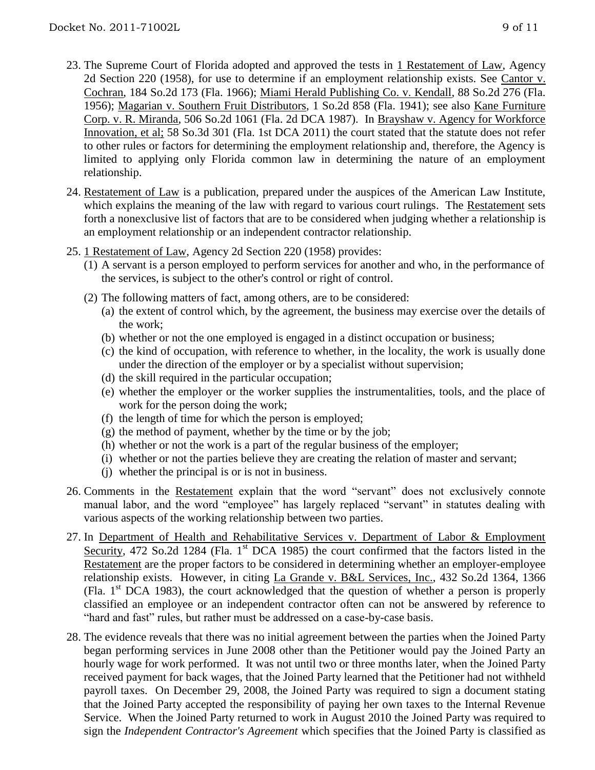23. The Supreme Court of Florida adopted and approved the tests in 1 Restatement of Law, Agency 2d Section 220 (1958), for use to determine if an employment relationship exists. See Cantor v. Cochran, 184 So.2d 173 (Fla. 1966); Miami Herald Publishing Co. v. Kendall, 88 So.2d 276 (Fla. 1956); Magarian v. Southern Fruit Distributors, 1 So.2d 858 (Fla. 1941); see also Kane Furniture Corp. v. R. Miranda, 506 So.2d 1061 (Fla. 2d DCA 1987). In Brayshaw v. Agency for Workforce Innovation, et al; 58 So.3d 301 (Fla. 1st DCA 2011) the court stated that the statute does not refer to other rules or factors for determining the employment relationship and, therefore, the Agency is limited to applying only Florida common law in determining the nature of an employment relationship.

24. Restatement of Law is a publication, prepared under the auspices of the American Law Institute, which explains the meaning of the law with regard to various court rulings. The Restatement sets forth a nonexclusive list of factors that are to be considered when judging whether a relationship is an employment relationship or an independent contractor relationship.

25. 1 Restatement of Law, Agency 2d Section 220 (1958) provides:
    (1) A servant is a person employed to perform services for another and who, in the performance of the services, is subject to the other's control or right of control.
    (2) The following matters of fact, among others, are to be considered:
        (a) the extent of control which, by the agreement, the business may exercise over the details of the work;
        (b) whether or not the one employed is engaged in a distinct occupation or business;
        (c) the kind of occupation, with reference to whether, in the locality, the work is usually done under the direction of the employer or by a specialist without supervision;
        (d) the skill required in the particular occupation;
        (e) whether the employer or the worker supplies the instrumentalities, tools, and the place of work for the person doing the work;
        (f) the length of time for which the person is employed;
        (g) the method of payment, whether by the time or by the job;
        (h) whether or not the work is a part of the regular business of the employer;
        (i) whether or not the parties believe they are creating the relation of master and servant;
        (j) whether the principal is or is not in business.

26. Comments in the Restatement explain that the word "servant" does not exclusively connote manual labor, and the word "employee" has largely replaced "servant" in statutes dealing with various aspects of the working relationship between two parties.

27. In Department of Health and Rehabilitative Services v. Department of Labor & Employment Security, 472 So.2d 1284 (Fla. 1st DCA 1985) the court confirmed that the factors listed in the Restatement are the proper factors to be considered in determining whether an employer-employee relationship exists. However, in citing La Grande v. B&L Services, Inc., 432 So.2d 1364, 1366 (Fla. 1st DCA 1983), the court acknowledged that the question of whether a person is properly classified an employee or an independent contractor often can not be answered by reference to "hard and fast" rules, but rather must be addressed on a case-by-case basis.

28. The evidence reveals that there was no initial agreement between the parties when the Joined Party began performing services in June 2008 other than the Petitioner would pay the Joined Party an hourly wage for work performed. It was not until two or three months later, when the Joined Party received payment for back wages, that the Joined Party learned that the Petitioner had not withheld payroll taxes. On December 29, 2008, the Joined Party was required to sign a document stating that the Joined Party accepted the responsibility of paying her own taxes to the Internal Revenue Service. When the Joined Party returned to work in August 2010 the Joined Party was required to sign the *Independent Contractor's Agreement* which specifies that the Joined Party is classified as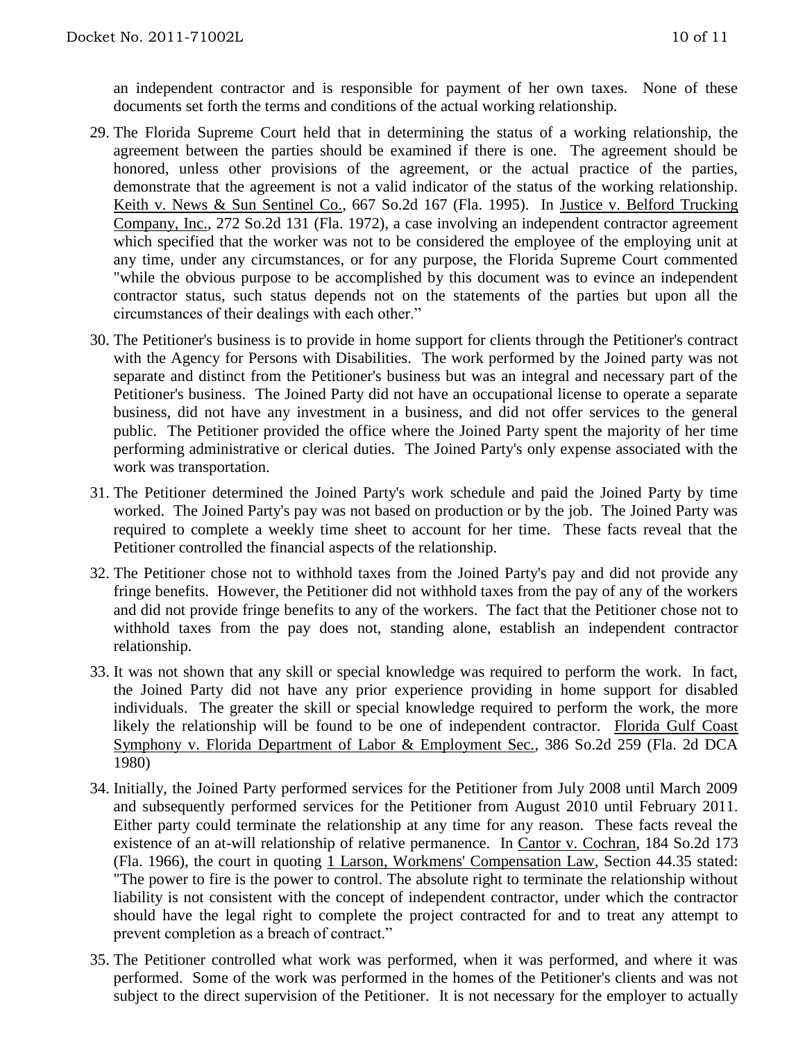an independent contractor and is responsible for payment of her own taxes. None of these documents set forth the terms and conditions of the actual working relationship.

29. The Florida Supreme Court held that in determining the status of a working relationship, the agreement between the parties should be examined if there is one. The agreement should be honored, unless other provisions of the agreement, or the actual practice of the parties, demonstrate that the agreement is not a valid indicator of the status of the working relationship. Keith v. News & Sun Sentinel Co., 667 So.2d 167 (Fla. 1995). In Justice v. Belford Trucking Company, Inc., 272 So.2d 131 (Fla. 1972), a case involving an independent contractor agreement which specified that the worker was not to be considered the employee of the employing unit at any time, under any circumstances, or for any purpose, the Florida Supreme Court commented "while the obvious purpose to be accomplished by this document was to evince an independent contractor status, such status depends not on the statements of the parties but upon all the circumstances of their dealings with each other."

30. The Petitioner's business is to provide in home support for clients through the Petitioner's contract with the Agency for Persons with Disabilities. The work performed by the Joined party was not separate and distinct from the Petitioner's business but was an integral and necessary part of the Petitioner's business. The Joined Party did not have an occupational license to operate a separate business, did not have any investment in a business, and did not offer services to the general public. The Petitioner provided the office where the Joined Party spent the majority of her time performing administrative or clerical duties. The Joined Party's only expense associated with the work was transportation.

31. The Petitioner determined the Joined Party's work schedule and paid the Joined Party by time worked. The Joined Party's pay was not based on production or by the job. The Joined Party was required to complete a weekly time sheet to account for her time. These facts reveal that the Petitioner controlled the financial aspects of the relationship.

32. The Petitioner chose not to withhold taxes from the Joined Party's pay and did not provide any fringe benefits. However, the Petitioner did not withhold taxes from the pay of any of the workers and did not provide fringe benefits to any of the workers. The fact that the Petitioner chose not to withhold taxes from the pay does not, standing alone, establish an independent contractor relationship.

33. It was not shown that any skill or special knowledge was required to perform the work. In fact, the Joined Party did not have any prior experience providing in home support for disabled individuals. The greater the skill or special knowledge required to perform the work, the more likely the relationship will be found to be one of independent contractor. Florida Gulf Coast Symphony v. Florida Department of Labor & Employment Sec., 386 So.2d 259 (Fla. 2d DCA 1980)

34. Initially, the Joined Party performed services for the Petitioner from July 2008 until March 2009 and subsequently performed services for the Petitioner from August 2010 until February 2011. Either party could terminate the relationship at any time for any reason. These facts reveal the existence of an at-will relationship of relative permanence. In Cantor v. Cochran, 184 So.2d 173 (Fla. 1966), the court in quoting 1 Larson, Workmens' Compensation Law, Section 44.35 stated: "The power to fire is the power to control. The absolute right to terminate the relationship without liability is not consistent with the concept of independent contractor, under which the contractor should have the legal right to complete the project contracted for and to treat any attempt to prevent completion as a breach of contract."

35. The Petitioner controlled what work was performed, when it was performed, and where it was performed. Some of the work was performed in the homes of the Petitioner's clients and was not subject to the direct supervision of the Petitioner. It is not necessary for the employer to actually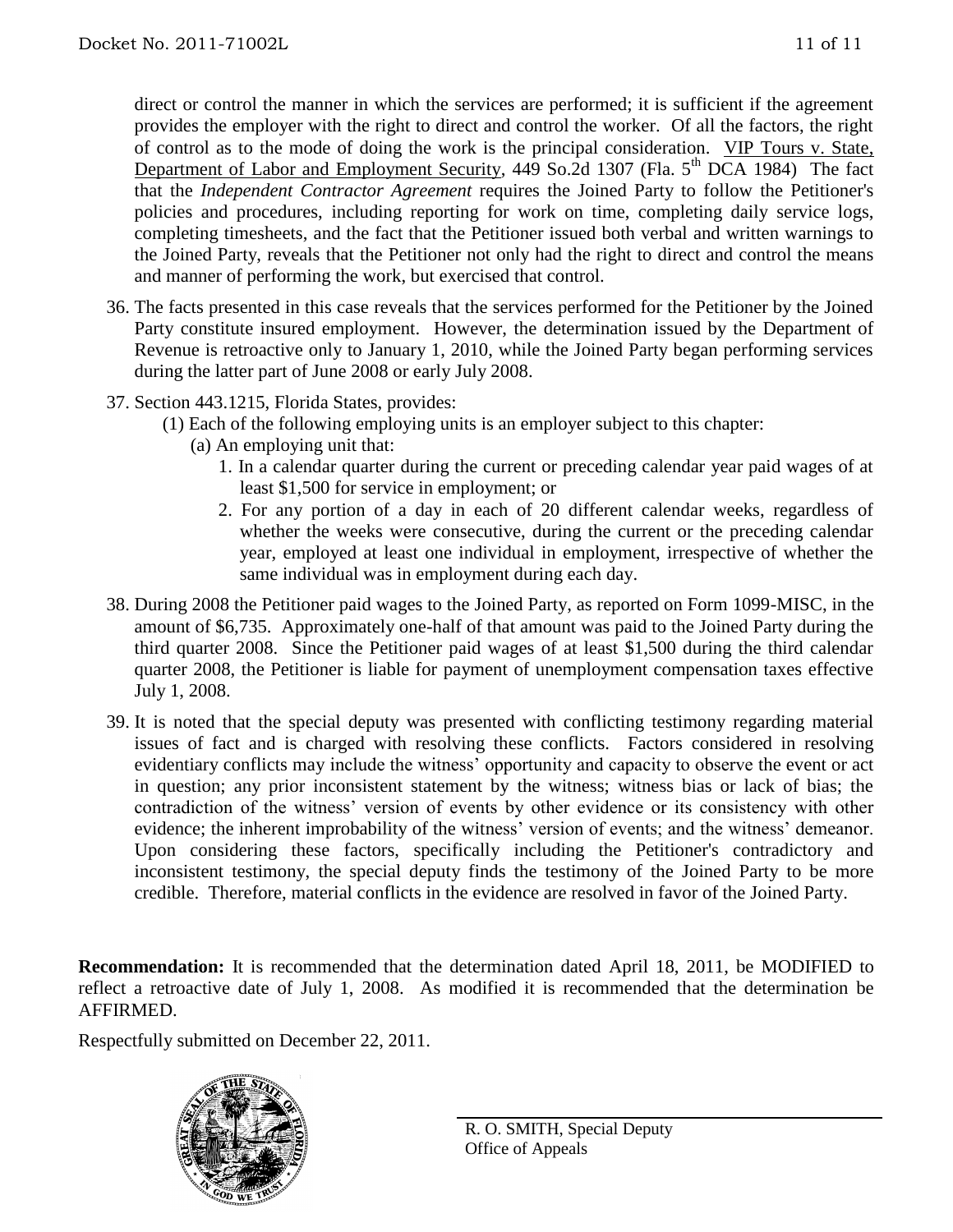direct or control the manner in which the services are performed; it is sufficient if the agreement provides the employer with the right to direct and control the worker. Of all the factors, the right of control as to the mode of doing the work is the principal consideration. VIP Tours v. State, Department of Labor and Employment Security, 449 So.2d 1307 (Fla. 5th DCA 1984) The fact that the *Independent Contractor Agreement* requires the Joined Party to follow the Petitioner's policies and procedures, including reporting for work on time, completing daily service logs, completing timesheets, and the fact that the Petitioner issued both verbal and written warnings to the Joined Party, reveals that the Petitioner not only had the right to direct and control the means and manner of performing the work, but exercised that control.

36. The facts presented in this case reveals that the services performed for the Petitioner by the Joined Party constitute insured employment. However, the determination issued by the Department of Revenue is retroactive only to January 1, 2010, while the Joined Party began performing services during the latter part of June 2008 or early July 2008.

37. Section 443.1215, Florida States, provides:
    (1) Each of the following employing units is an employer subject to this chapter:
        (a) An employing unit that:
            1. In a calendar quarter during the current or preceding calendar year paid wages of at least $1,500 for service in employment; or
            2. For any portion of a day in each of 20 different calendar weeks, regardless of whether the weeks were consecutive, during the current or the preceding calendar year, employed at least one individual in employment, irrespective of whether the same individual was in employment during each day.

38. During 2008 the Petitioner paid wages to the Joined Party, as reported on Form 1099-MISC, in the amount of $6,735. Approximately one-half of that amount was paid to the Joined Party during the third quarter 2008. Since the Petitioner paid wages of at least $1,500 during the third calendar quarter 2008, the Petitioner is liable for payment of unemployment compensation taxes effective July 1, 2008.

39. It is noted that the special deputy was presented with conflicting testimony regarding material issues of fact and is charged with resolving these conflicts. Factors considered in resolving evidentiary conflicts may include the witness' opportunity and capacity to observe the event or act in question; any prior inconsistent statement by the witness; witness bias or lack of bias; the contradiction of the witness' version of events by other evidence or its consistency with other evidence; the inherent improbability of the witness' version of events; and the witness' demeanor. Upon considering these factors, specifically including the Petitioner's contradictory and inconsistent testimony, the special deputy finds the testimony of the Joined Party to be more credible. Therefore, material conflicts in the evidence are resolved in favor of the Joined Party.

**Recommendation:** It is recommended that the determination dated April 18, 2011, be MODIFIED to reflect a retroactive date of July 1, 2008. As modified it is recommended that the determination be AFFIRMED.

Respectfully submitted on December 22, 2011.

R. O. SMITH, Special Deputy
Office of Appeals